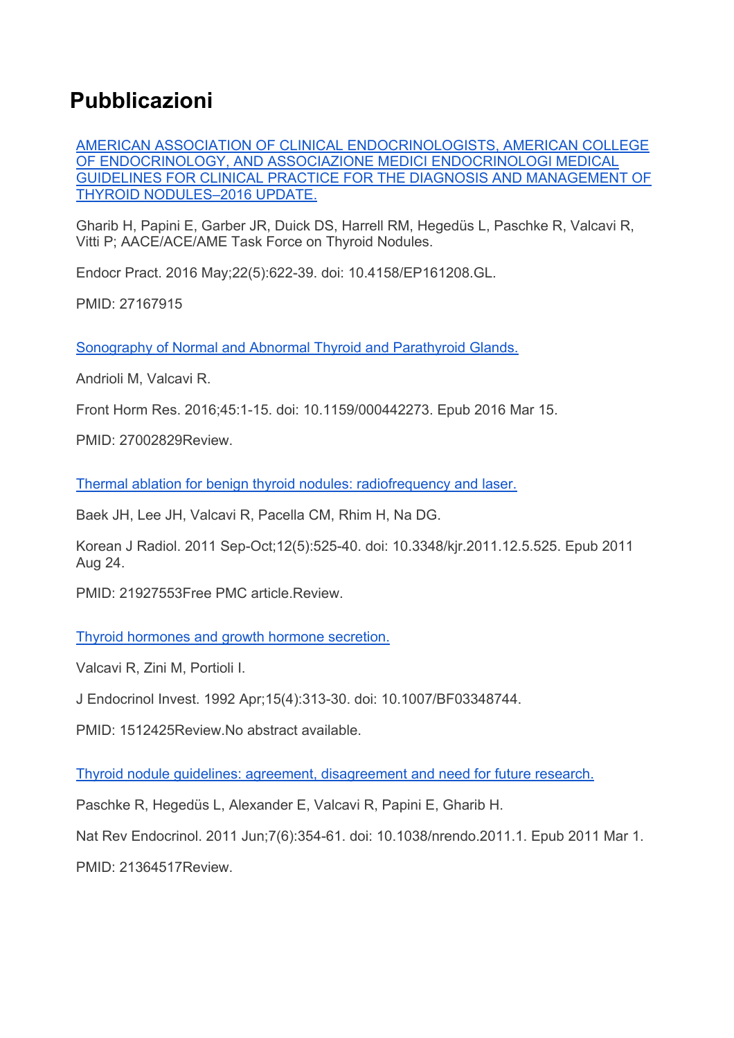# Pubblicazioni

AMERICAN ASSOCIATION OF CLINICAL ENDOCRINOLOGISTS, AMERICAN COLLEGE OF ENDOCRINOLOGY, AND ASSOCIAZIONE MEDICI ENDOCRINOLOGI MEDICAL GUIDELINES FOR CLINICAL PRACTICE FOR THE DIAGNOSIS AND MANAGEMENT OF THYROID NODULES–2016 UPDATE.

Gharib H, Papini E, Garber JR, Duick DS, Harrell RM, Hegedüs L, Paschke R, Valcavi R, Vitti P; AACE/ACE/AME Task Force on Thyroid Nodules.

Endocr Pract. 2016 May;22(5):622-39. doi: 10.4158/EP161208.GL.

PMID: 27167915

Sonography of Normal and Abnormal Thyroid and Parathyroid Glands.

Andrioli M, Valcavi R.

Front Horm Res. 2016;45:1-15. doi: 10.1159/000442273. Epub 2016 Mar 15.

PMID: 27002829Review.

Thermal ablation for benign thyroid nodules: radiofrequency and laser.

Baek JH, Lee JH, Valcavi R, Pacella CM, Rhim H, Na DG.

Korean J Radiol. 2011 Sep-Oct;12(5):525-40. doi: 10.3348/kjr.2011.12.5.525. Epub 2011 Aug 24.

PMID: 21927553Free PMC article.Review.

Thyroid hormones and growth hormone secretion.

Valcavi R, Zini M, Portioli I.

J Endocrinol Invest. 1992 Apr;15(4):313-30. doi: 10.1007/BF03348744.

PMID: 1512425Review.No abstract available.

Thyroid nodule guidelines: agreement, disagreement and need for future research.

Paschke R, Hegedüs L, Alexander E, Valcavi R, Papini E, Gharib H.

Nat Rev Endocrinol. 2011 Jun;7(6):354-61. doi: 10.1038/nrendo.2011.1. Epub 2011 Mar 1.

PMID: 21364517Review.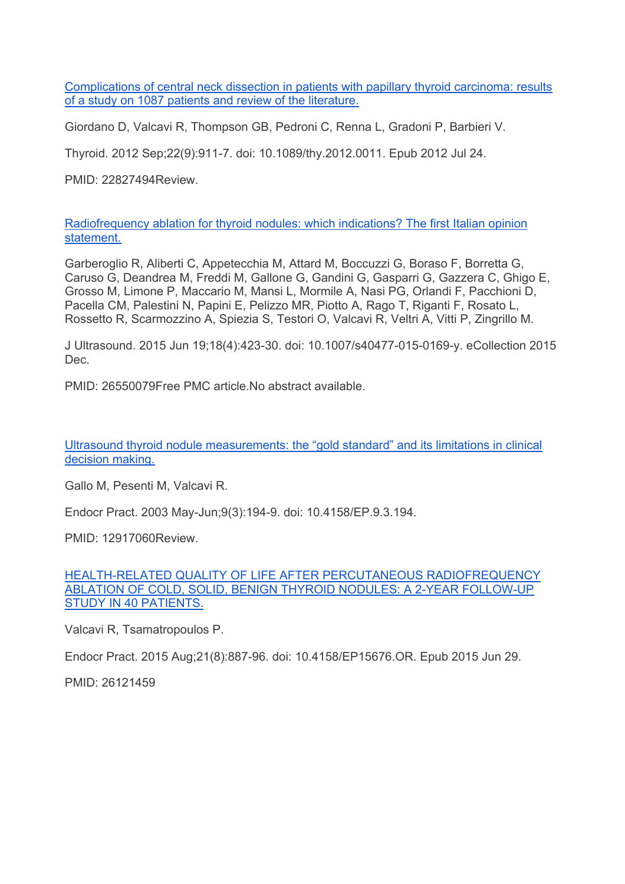[Complications of central neck dissection in patients with papillary thyroid carcinoma: results of a study on 1087 patients and review of the literature.]

Giordano D, Valcavi R, Thompson GB, Pedroni C, Renna L, Gradoni P, Barbieri V.

Thyroid. 2012 Sep;22(9):911-7. doi: 10.1089/thy.2012.0011. Epub 2012 Jul 24.

PMID: 22827494Review.

[Radiofrequency ablation for thyroid nodules: which indications? The first Italian opinion statement.]

Garberoglio R, Aliberti C, Appetecchia M, Attard M, Boccuzzi G, Boraso F, Borretta G, Caruso G, Deandrea M, Freddi M, Gallone G, Gandini G, Gasparri G, Gazzera C, Ghigo E, Grosso M, Limone P, Maccario M, Mansi L, Mormile A, Nasi PG, Orlandi F, Pacchioni D, Pacella CM, Palestini N, Papini E, Pelizzo MR, Piotto A, Rago T, Riganti F, Rosato L, Rossetto R, Scarmozzino A, Spiezia S, Testori O, Valcavi R, Veltri A, Vitti P, Zingrillo M.

J Ultrasound. 2015 Jun 19;18(4):423-30. doi: 10.1007/s40477-015-0169-y. eCollection 2015 Dec.

PMID: 26550079Free PMC article.No abstract available.

[Ultrasound thyroid nodule measurements: the “gold standard” and its limitations in clinical decision making.]

Gallo M, Pesenti M, Valcavi R.

Endocr Pract. 2003 May-Jun;9(3):194-9. doi: 10.4158/EP.9.3.194.

PMID: 12917060Review.

[HEALTH-RELATED QUALITY OF LIFE AFTER PERCUTANEOUS RADIOFREQUENCY ABLATION OF COLD, SOLID, BENIGN THYROID NODULES: A 2-YEAR FOLLOW-UP STUDY IN 40 PATIENTS.]

Valcavi R, Tsamatropoulos P.

Endocr Pract. 2015 Aug;21(8):887-96. doi: 10.4158/EP15676.OR. Epub 2015 Jun 29.

PMID: 26121459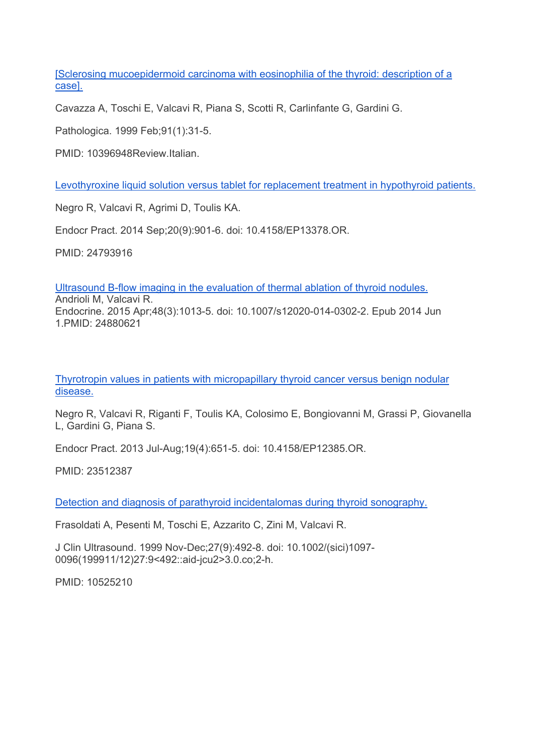[[Sclerosing mucoepidermoid carcinoma with eosinophilia of the thyroid: description of a case].]()

Cavazza A, Toschi E, Valcavi R, Piana S, Scotti R, Carlinfante G, Gardini G.

Pathologica. 1999 Feb;91(1):31-5.

PMID: 10396948Review.Italian.

[Levothyroxine liquid solution versus tablet for replacement treatment in hypothyroid patients.]()

Negro R, Valcavi R, Agrimi D, Toulis KA.

Endocr Pract. 2014 Sep;20(9):901-6. doi: 10.4158/EP13378.OR.

PMID: 24793916

[Ultrasound B-flow imaging in the evaluation of thermal ablation of thyroid nodules.]()
Andrioli M, Valcavi R.
Endocrine. 2015 Apr;48(3):1013-5. doi: 10.1007/s12020-014-0302-2. Epub 2014 Jun 1.PMID: 24880621

[Thyrotropin values in patients with micropapillary thyroid cancer versus benign nodular disease.]()

Negro R, Valcavi R, Riganti F, Toulis KA, Colosimo E, Bongiovanni M, Grassi P, Giovanella L, Gardini G, Piana S.

Endocr Pract. 2013 Jul-Aug;19(4):651-5. doi: 10.4158/EP12385.OR.

PMID: 23512387

[Detection and diagnosis of parathyroid incidentalomas during thyroid sonography.]()

Frasoldati A, Pesenti M, Toschi E, Azzarito C, Zini M, Valcavi R.

J Clin Ultrasound. 1999 Nov-Dec;27(9):492-8. doi: 10.1002/(sici)1097-0096(199911/12)27:9<492::aid-jcu2>3.0.co;2-h.

PMID: 10525210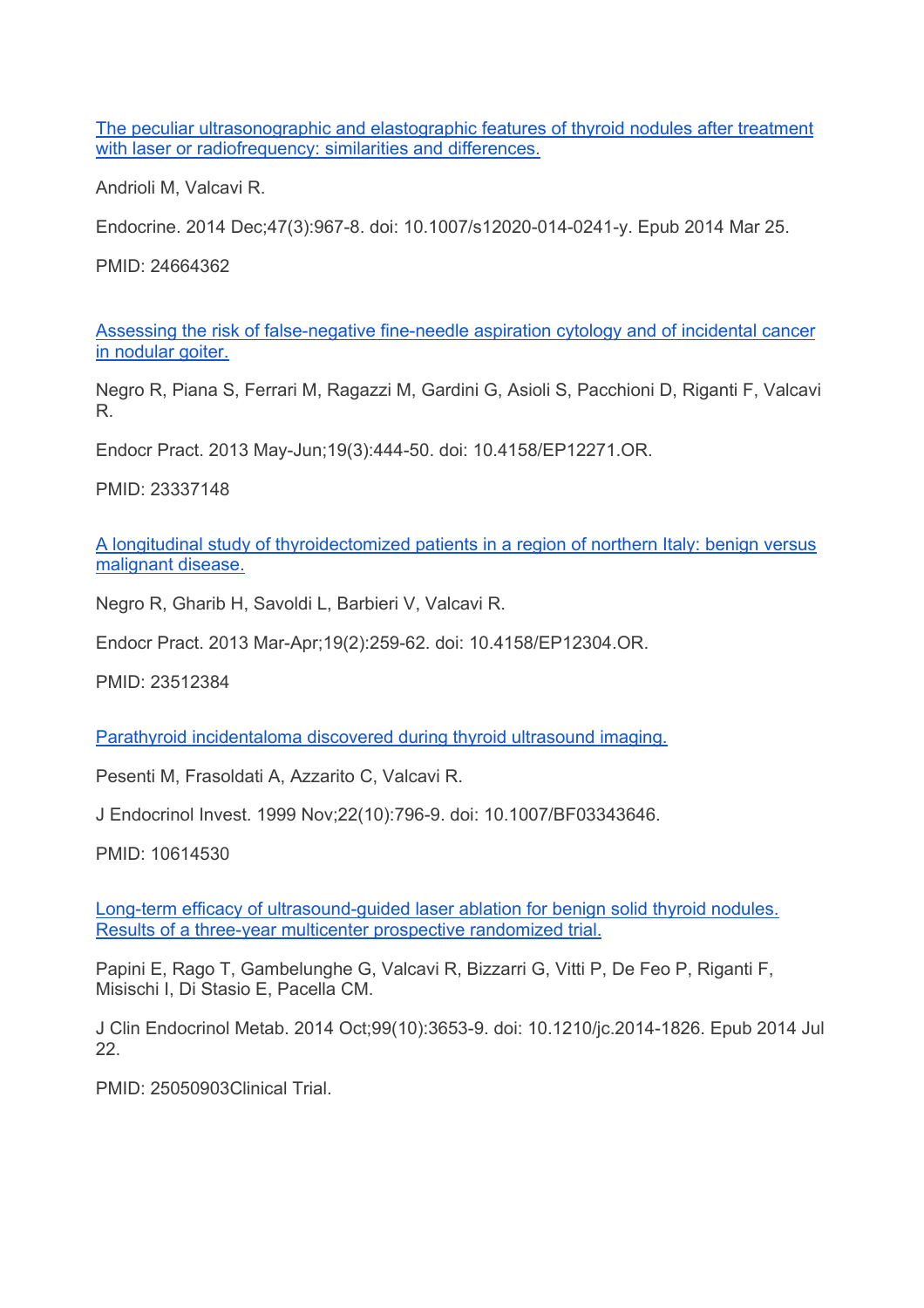[The peculiar ultrasonographic and elastographic features of thyroid nodules after treatment with laser or radiofrequency: similarities and differences.]

Andrioli M, Valcavi R.

Endocrine. 2014 Dec;47(3):967-8. doi: 10.1007/s12020-014-0241-y. Epub 2014 Mar 25.

PMID: 24664362

[Assessing the risk of false-negative fine-needle aspiration cytology and of incidental cancer in nodular goiter.]

Negro R, Piana S, Ferrari M, Ragazzi M, Gardini G, Asioli S, Pacchioni D, Riganti F, Valcavi R.

Endocr Pract. 2013 May-Jun;19(3):444-50. doi: 10.4158/EP12271.OR.

PMID: 23337148

[A longitudinal study of thyroidectomized patients in a region of northern Italy: benign versus malignant disease.]

Negro R, Gharib H, Savoldi L, Barbieri V, Valcavi R.

Endocr Pract. 2013 Mar-Apr;19(2):259-62. doi: 10.4158/EP12304.OR.

PMID: 23512384

[Parathyroid incidentaloma discovered during thyroid ultrasound imaging.]

Pesenti M, Frasoldati A, Azzarito C, Valcavi R.

J Endocrinol Invest. 1999 Nov;22(10):796-9. doi: 10.1007/BF03343646.

PMID: 10614530

[Long-term efficacy of ultrasound-guided laser ablation for benign solid thyroid nodules. Results of a three-year multicenter prospective randomized trial.]

Papini E, Rago T, Gambelunghe G, Valcavi R, Bizzarri G, Vitti P, De Feo P, Riganti F, Misischi I, Di Stasio E, Pacella CM.

J Clin Endocrinol Metab. 2014 Oct;99(10):3653-9. doi: 10.1210/jc.2014-1826. Epub 2014 Jul 22.

PMID: 25050903Clinical Trial.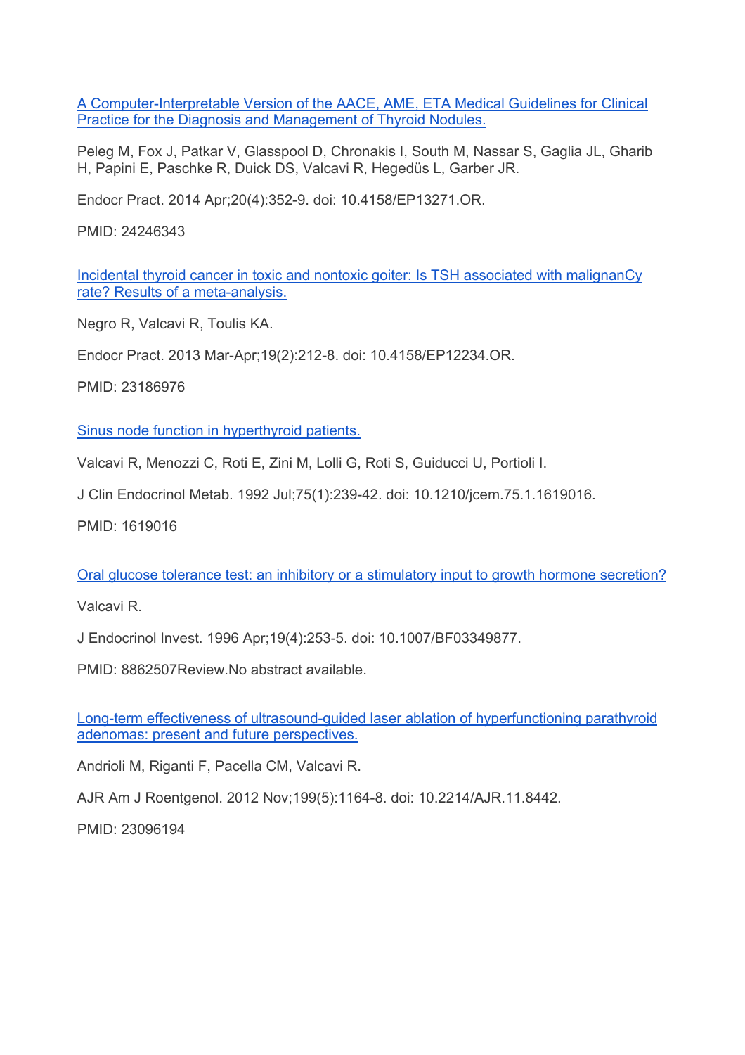[A Computer-Interpretable Version of the AACE, AME, ETA Medical Guidelines for Clinical Practice for the Diagnosis and Management of Thyroid Nodules.]

Peleg M, Fox J, Patkar V, Glasspool D, Chronakis I, South M, Nassar S, Gaglia JL, Gharib H, Papini E, Paschke R, Duick DS, Valcavi R, Hegedüs L, Garber JR.

Endocr Pract. 2014 Apr;20(4):352-9. doi: 10.4158/EP13271.OR.

PMID: 24246343

[Incidental thyroid cancer in toxic and nontoxic goiter: Is TSH associated with malignanCy rate? Results of a meta-analysis.]

Negro R, Valcavi R, Toulis KA.

Endocr Pract. 2013 Mar-Apr;19(2):212-8. doi: 10.4158/EP12234.OR.

PMID: 23186976

[Sinus node function in hyperthyroid patients.]

Valcavi R, Menozzi C, Roti E, Zini M, Lolli G, Roti S, Guiducci U, Portioli I.

J Clin Endocrinol Metab. 1992 Jul;75(1):239-42. doi: 10.1210/jcem.75.1.1619016.

PMID: 1619016

[Oral glucose tolerance test: an inhibitory or a stimulatory input to growth hormone secretion?]

Valcavi R.

J Endocrinol Invest. 1996 Apr;19(4):253-5. doi: 10.1007/BF03349877.

PMID: 8862507Review.No abstract available.

[Long-term effectiveness of ultrasound-guided laser ablation of hyperfunctioning parathyroid adenomas: present and future perspectives.]

Andrioli M, Riganti F, Pacella CM, Valcavi R.

AJR Am J Roentgenol. 2012 Nov;199(5):1164-8. doi: 10.2214/AJR.11.8442.

PMID: 23096194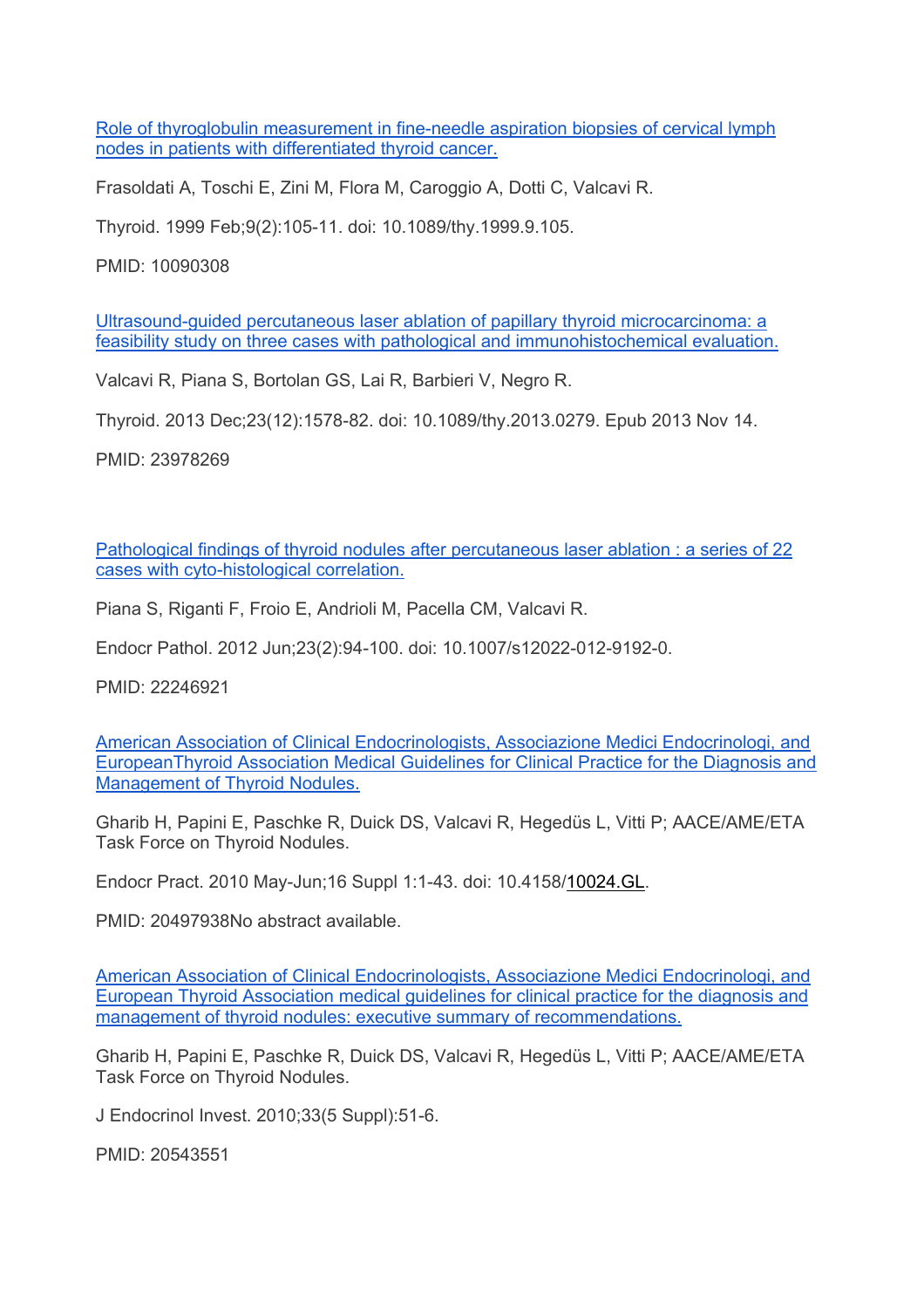[Role of thyroglobulin measurement in fine-needle aspiration biopsies of cervical lymph nodes in patients with differentiated thyroid cancer.]

Frasoldati A, Toschi E, Zini M, Flora M, Caroggio A, Dotti C, Valcavi R.

Thyroid. 1999 Feb;9(2):105-11. doi: 10.1089/thy.1999.9.105.

PMID: 10090308

[Ultrasound-guided percutaneous laser ablation of papillary thyroid microcarcinoma: a feasibility study on three cases with pathological and immunohistochemical evaluation.]

Valcavi R, Piana S, Bortolan GS, Lai R, Barbieri V, Negro R.

Thyroid. 2013 Dec;23(12):1578-82. doi: 10.1089/thy.2013.0279. Epub 2013 Nov 14.

PMID: 23978269

[Pathological findings of thyroid nodules after percutaneous laser ablation : a series of 22 cases with cyto-histological correlation.]

Piana S, Riganti F, Froio E, Andrioli M, Pacella CM, Valcavi R.

Endocr Pathol. 2012 Jun;23(2):94-100. doi: 10.1007/s12022-012-9192-0.

PMID: 22246921

[American Association of Clinical Endocrinologists, Associazione Medici Endocrinologi, and EuropeanThyroid Association Medical Guidelines for Clinical Practice for the Diagnosis and Management of Thyroid Nodules.]

Gharib H, Papini E, Paschke R, Duick DS, Valcavi R, Hegedüs L, Vitti P; AACE/AME/ETA Task Force on Thyroid Nodules.

Endocr Pract. 2010 May-Jun;16 Suppl 1:1-43. doi: 10.4158/10024.GL.

PMID: 20497938No abstract available.

[American Association of Clinical Endocrinologists, Associazione Medici Endocrinologi, and European Thyroid Association medical guidelines for clinical practice for the diagnosis and management of thyroid nodules: executive summary of recommendations.]

Gharib H, Papini E, Paschke R, Duick DS, Valcavi R, Hegedüs L, Vitti P; AACE/AME/ETA Task Force on Thyroid Nodules.

J Endocrinol Invest. 2010;33(5 Suppl):51-6.

PMID: 20543551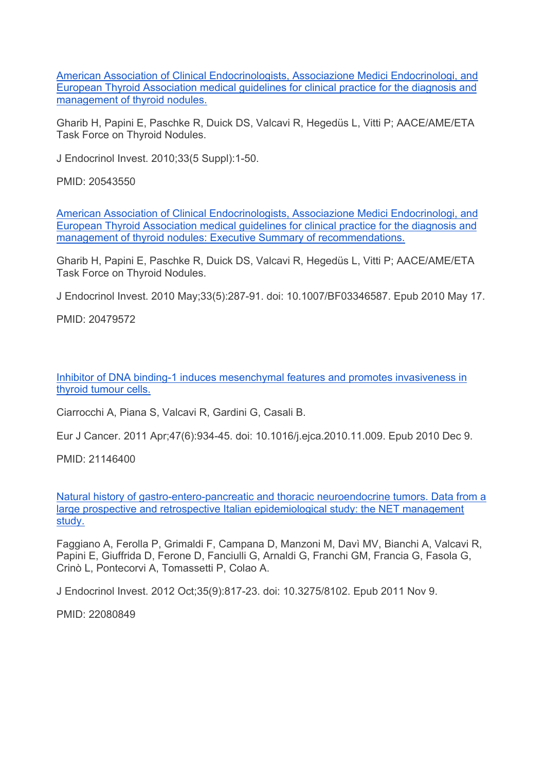[American Association of Clinical Endocrinologists, Associazione Medici Endocrinologi, and European Thyroid Association medical guidelines for clinical practice for the diagnosis and management of thyroid nodules.]

Gharib H, Papini E, Paschke R, Duick DS, Valcavi R, Hegedüs L, Vitti P; AACE/AME/ETA Task Force on Thyroid Nodules.

J Endocrinol Invest. 2010;33(5 Suppl):1-50.

PMID: 20543550

[American Association of Clinical Endocrinologists, Associazione Medici Endocrinologi, and European Thyroid Association medical guidelines for clinical practice for the diagnosis and management of thyroid nodules: Executive Summary of recommendations.]

Gharib H, Papini E, Paschke R, Duick DS, Valcavi R, Hegedüs L, Vitti P; AACE/AME/ETA Task Force on Thyroid Nodules.

J Endocrinol Invest. 2010 May;33(5):287-91. doi: 10.1007/BF03346587. Epub 2010 May 17.

PMID: 20479572

[Inhibitor of DNA binding-1 induces mesenchymal features and promotes invasiveness in thyroid tumour cells.]

Ciarrocchi A, Piana S, Valcavi R, Gardini G, Casali B.

Eur J Cancer. 2011 Apr;47(6):934-45. doi: 10.1016/j.ejca.2010.11.009. Epub 2010 Dec 9.

PMID: 21146400

[Natural history of gastro-entero-pancreatic and thoracic neuroendocrine tumors. Data from a large prospective and retrospective Italian epidemiological study: the NET management study.]

Faggiano A, Ferolla P, Grimaldi F, Campana D, Manzoni M, Davì MV, Bianchi A, Valcavi R, Papini E, Giuffrida D, Ferone D, Fanciulli G, Arnaldi G, Franchi GM, Francia G, Fasola G, Crinò L, Pontecorvi A, Tomassetti P, Colao A.

J Endocrinol Invest. 2012 Oct;35(9):817-23. doi: 10.3275/8102. Epub 2011 Nov 9.

PMID: 22080849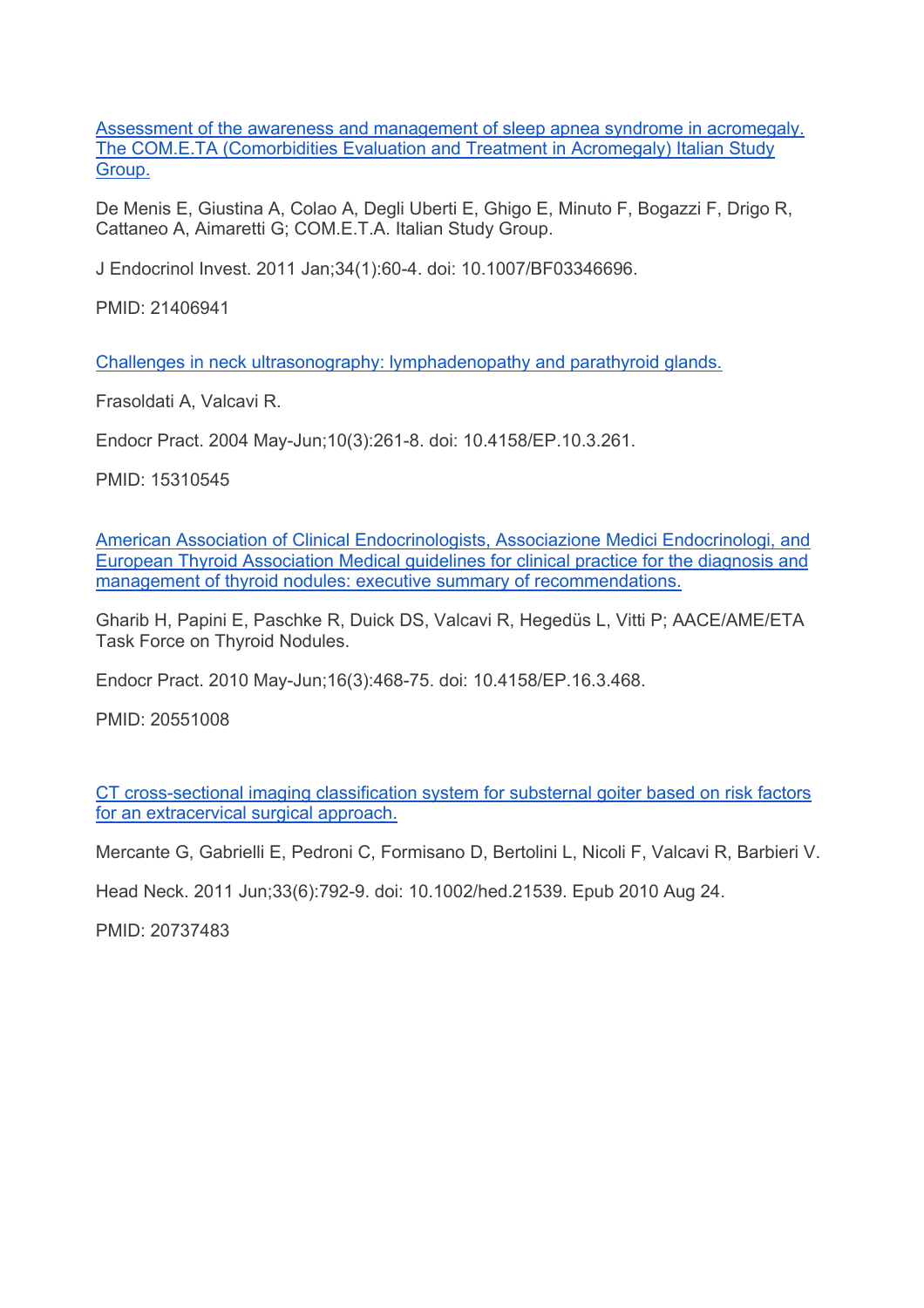[Assessment of the awareness and management of sleep apnea syndrome in acromegaly. The COM.E.TA (Comorbidities Evaluation and Treatment in Acromegaly) Italian Study Group.]

De Menis E, Giustina A, Colao A, Degli Uberti E, Ghigo E, Minuto F, Bogazzi F, Drigo R, Cattaneo A, Aimaretti G; COM.E.T.A. Italian Study Group.

J Endocrinol Invest. 2011 Jan;34(1):60-4. doi: 10.1007/BF03346696.

PMID: 21406941

[Challenges in neck ultrasonography: lymphadenopathy and parathyroid glands.]

Frasoldati A, Valcavi R.

Endocr Pract. 2004 May-Jun;10(3):261-8. doi: 10.4158/EP.10.3.261.

PMID: 15310545

[American Association of Clinical Endocrinologists, Associazione Medici Endocrinologi, and European Thyroid Association Medical guidelines for clinical practice for the diagnosis and management of thyroid nodules: executive summary of recommendations.]

Gharib H, Papini E, Paschke R, Duick DS, Valcavi R, Hegedüs L, Vitti P; AACE/AME/ETA Task Force on Thyroid Nodules.

Endocr Pract. 2010 May-Jun;16(3):468-75. doi: 10.4158/EP.16.3.468.

PMID: 20551008

[CT cross-sectional imaging classification system for substernal goiter based on risk factors for an extracervical surgical approach.]

Mercante G, Gabrielli E, Pedroni C, Formisano D, Bertolini L, Nicoli F, Valcavi R, Barbieri V.

Head Neck. 2011 Jun;33(6):792-9. doi: 10.1002/hed.21539. Epub 2010 Aug 24.

PMID: 20737483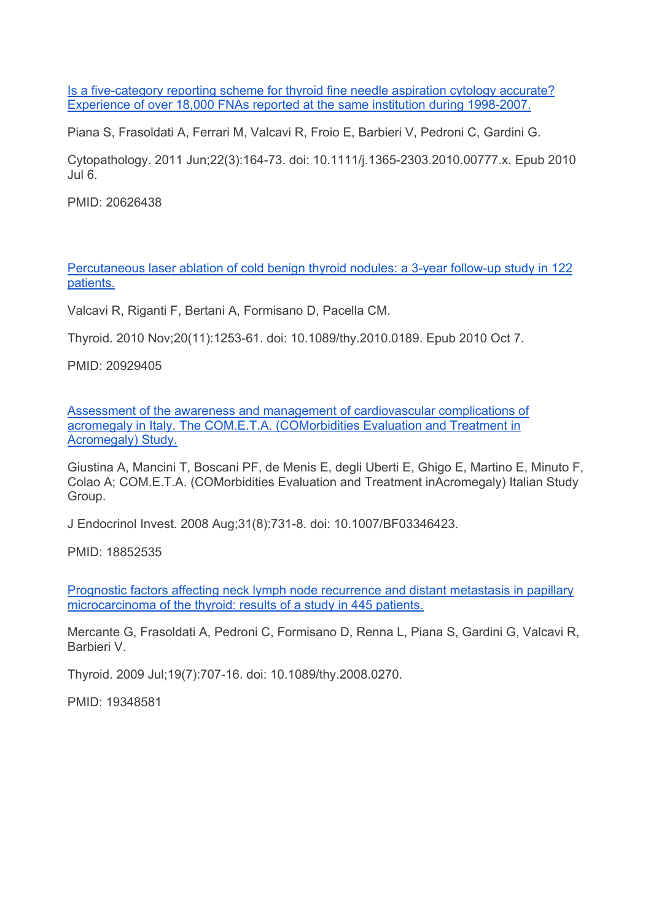[Is a five-category reporting scheme for thyroid fine needle aspiration cytology accurate? Experience of over 18,000 FNAs reported at the same institution during 1998-2007.]

Piana S, Frasoldati A, Ferrari M, Valcavi R, Froio E, Barbieri V, Pedroni C, Gardini G.

Cytopathology. 2011 Jun;22(3):164-73. doi: 10.1111/j.1365-2303.2010.00777.x. Epub 2010 Jul 6.

PMID: 20626438

[Percutaneous laser ablation of cold benign thyroid nodules: a 3-year follow-up study in 122 patients.]

Valcavi R, Riganti F, Bertani A, Formisano D, Pacella CM.

Thyroid. 2010 Nov;20(11):1253-61. doi: 10.1089/thy.2010.0189. Epub 2010 Oct 7.

PMID: 20929405

[Assessment of the awareness and management of cardiovascular complications of acromegaly in Italy. The COM.E.T.A. (COMorbidities Evaluation and Treatment in Acromegaly) Study.]

Giustina A, Mancini T, Boscani PF, de Menis E, degli Uberti E, Ghigo E, Martino E, Minuto F, Colao A; COM.E.T.A. (COMorbidities Evaluation and Treatment inAcromegaly) Italian Study Group.

J Endocrinol Invest. 2008 Aug;31(8):731-8. doi: 10.1007/BF03346423.

PMID: 18852535

[Prognostic factors affecting neck lymph node recurrence and distant metastasis in papillary microcarcinoma of the thyroid: results of a study in 445 patients.]

Mercante G, Frasoldati A, Pedroni C, Formisano D, Renna L, Piana S, Gardini G, Valcavi R, Barbieri V.

Thyroid. 2009 Jul;19(7):707-16. doi: 10.1089/thy.2008.0270.

PMID: 19348581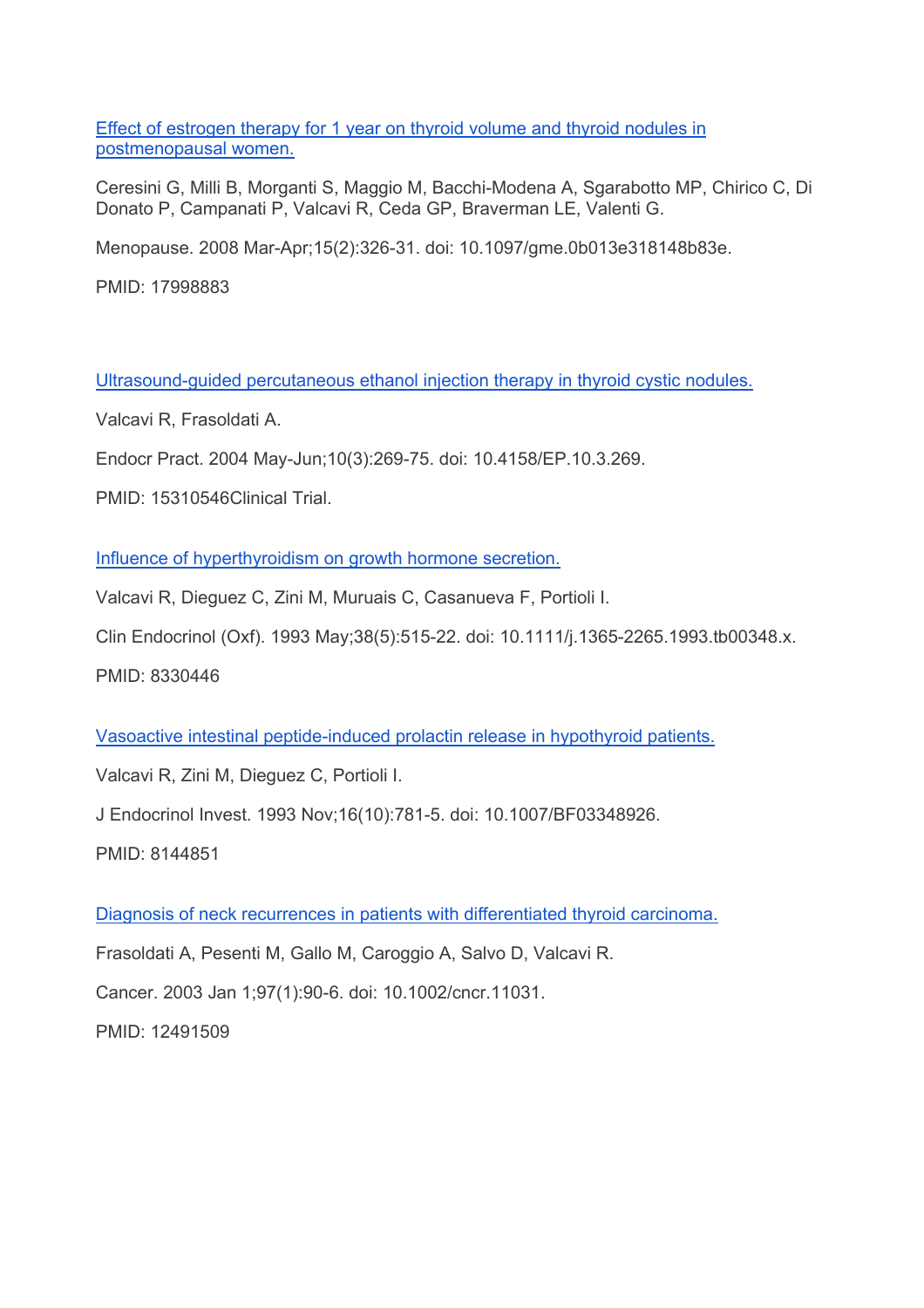[Effect of estrogen therapy for 1 year on thyroid volume and thyroid nodules in postmenopausal women.]

Ceresini G, Milli B, Morganti S, Maggio M, Bacchi-Modena A, Sgarabotto MP, Chirico C, Di Donato P, Campanati P, Valcavi R, Ceda GP, Braverman LE, Valenti G.

Menopause. 2008 Mar-Apr;15(2):326-31. doi: 10.1097/gme.0b013e318148b83e.

PMID: 17998883

[Ultrasound-guided percutaneous ethanol injection therapy in thyroid cystic nodules.]

Valcavi R, Frasoldati A.

Endocr Pract. 2004 May-Jun;10(3):269-75. doi: 10.4158/EP.10.3.269.

PMID: 15310546Clinical Trial.

[Influence of hyperthyroidism on growth hormone secretion.]

Valcavi R, Dieguez C, Zini M, Muruais C, Casanueva F, Portioli I.

Clin Endocrinol (Oxf). 1993 May;38(5):515-22. doi: 10.1111/j.1365-2265.1993.tb00348.x.

PMID: 8330446

[Vasoactive intestinal peptide-induced prolactin release in hypothyroid patients.]

Valcavi R, Zini M, Dieguez C, Portioli I.

J Endocrinol Invest. 1993 Nov;16(10):781-5. doi: 10.1007/BF03348926.

PMID: 8144851

[Diagnosis of neck recurrences in patients with differentiated thyroid carcinoma.]

Frasoldati A, Pesenti M, Gallo M, Caroggio A, Salvo D, Valcavi R.

Cancer. 2003 Jan 1;97(1):90-6. doi: 10.1002/cncr.11031.

PMID: 12491509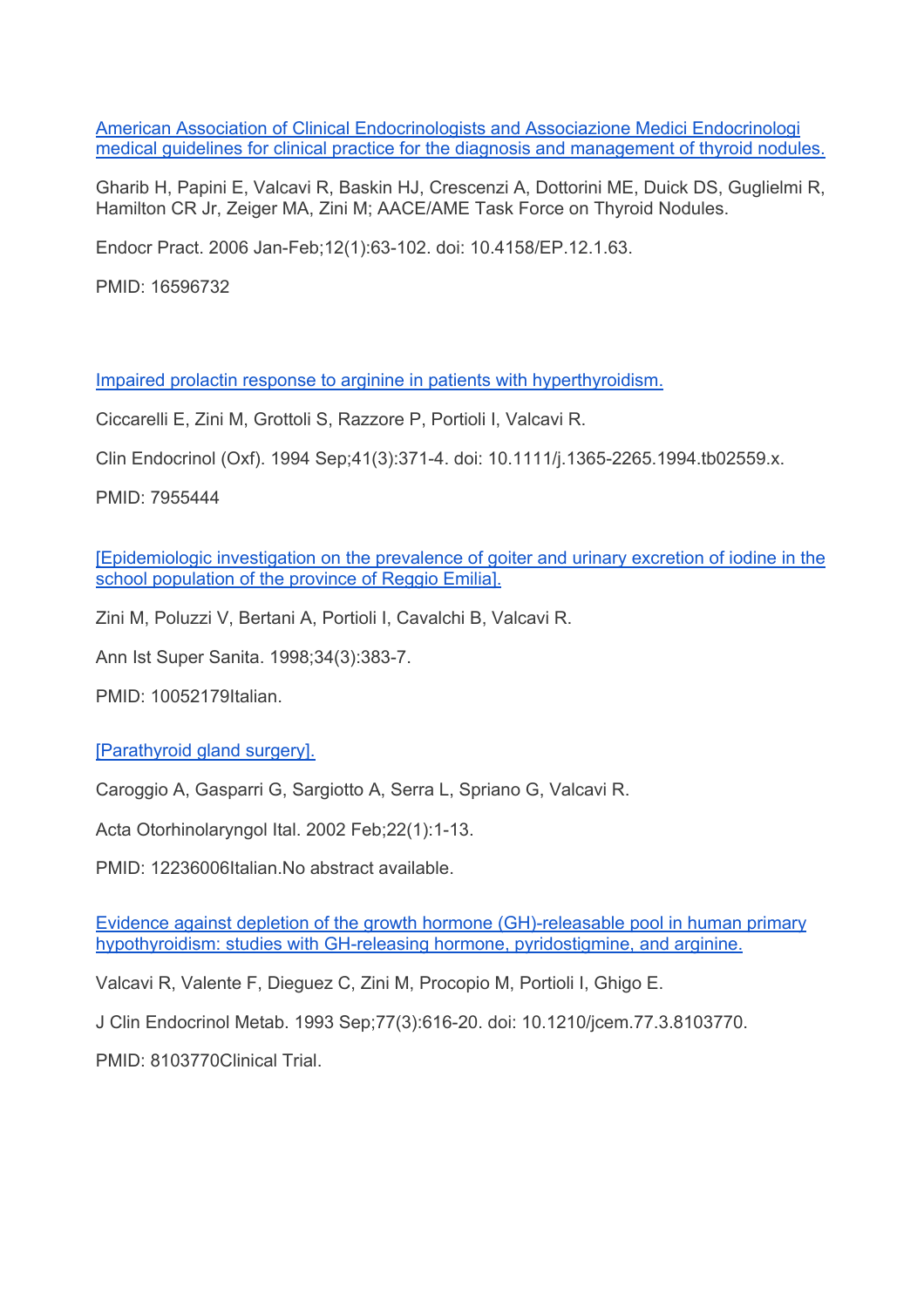[American Association of Clinical Endocrinologists and Associazione Medici Endocrinologi medical guidelines for clinical practice for the diagnosis and management of thyroid nodules.]

Gharib H, Papini E, Valcavi R, Baskin HJ, Crescenzi A, Dottorini ME, Duick DS, Guglielmi R, Hamilton CR Jr, Zeiger MA, Zini M; AACE/AME Task Force on Thyroid Nodules.

Endocr Pract. 2006 Jan-Feb;12(1):63-102. doi: 10.4158/EP.12.1.63.

PMID: 16596732

[Impaired prolactin response to arginine in patients with hyperthyroidism.]

Ciccarelli E, Zini M, Grottoli S, Razzore P, Portioli I, Valcavi R.

Clin Endocrinol (Oxf). 1994 Sep;41(3):371-4. doi: 10.1111/j.1365-2265.1994.tb02559.x.

PMID: 7955444

[[Epidemiologic investigation on the prevalence of goiter and urinary excretion of iodine in the school population of the province of Reggio Emilia].]

Zini M, Poluzzi V, Bertani A, Portioli I, Cavalchi B, Valcavi R.

Ann Ist Super Sanita. 1998;34(3):383-7.

PMID: 10052179Italian.

[[Parathyroid gland surgery].]

Caroggio A, Gasparri G, Sargiotto A, Serra L, Spriano G, Valcavi R.

Acta Otorhinolaryngol Ital. 2002 Feb;22(1):1-13.

PMID: 12236006Italian.No abstract available.

[Evidence against depletion of the growth hormone (GH)-releasable pool in human primary hypothyroidism: studies with GH-releasing hormone, pyridostigmine, and arginine.]

Valcavi R, Valente F, Dieguez C, Zini M, Procopio M, Portioli I, Ghigo E.

J Clin Endocrinol Metab. 1993 Sep;77(3):616-20. doi: 10.1210/jcem.77.3.8103770.

PMID: 8103770Clinical Trial.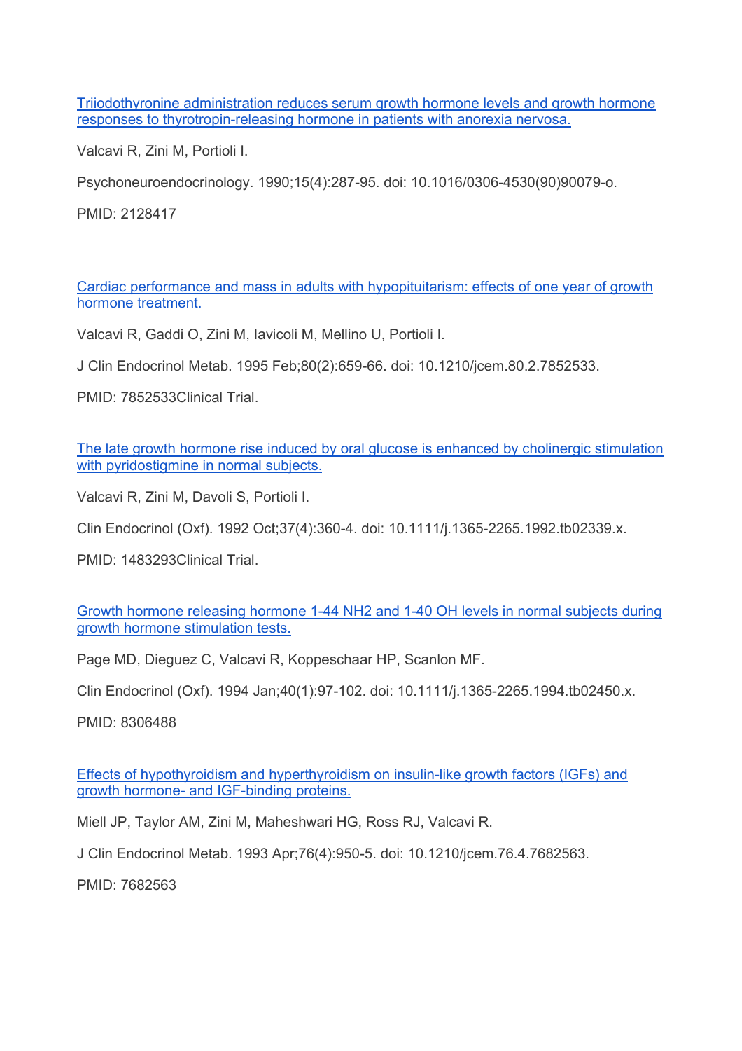[Triiodothyronine administration reduces serum growth hormone levels and growth hormone responses to thyrotropin-releasing hormone in patients with anorexia nervosa.]

Valcavi R, Zini M, Portioli I.

Psychoneuroendocrinology. 1990;15(4):287-95. doi: 10.1016/0306-4530(90)90079-o.

PMID: 2128417

[Cardiac performance and mass in adults with hypopituitarism: effects of one year of growth hormone treatment.]

Valcavi R, Gaddi O, Zini M, Iavicoli M, Mellino U, Portioli I.

J Clin Endocrinol Metab. 1995 Feb;80(2):659-66. doi: 10.1210/jcem.80.2.7852533.

PMID: 7852533Clinical Trial.

[The late growth hormone rise induced by oral glucose is enhanced by cholinergic stimulation with pyridostigmine in normal subjects.]

Valcavi R, Zini M, Davoli S, Portioli I.

Clin Endocrinol (Oxf). 1992 Oct;37(4):360-4. doi: 10.1111/j.1365-2265.1992.tb02339.x.

PMID: 1483293Clinical Trial.

[Growth hormone releasing hormone 1-44 NH2 and 1-40 OH levels in normal subjects during growth hormone stimulation tests.]

Page MD, Dieguez C, Valcavi R, Koppeschaar HP, Scanlon MF.

Clin Endocrinol (Oxf). 1994 Jan;40(1):97-102. doi: 10.1111/j.1365-2265.1994.tb02450.x.

PMID: 8306488

[Effects of hypothyroidism and hyperthyroidism on insulin-like growth factors (IGFs) and growth hormone- and IGF-binding proteins.]

Miell JP, Taylor AM, Zini M, Maheshwari HG, Ross RJ, Valcavi R.

J Clin Endocrinol Metab. 1993 Apr;76(4):950-5. doi: 10.1210/jcem.76.4.7682563.

PMID: 7682563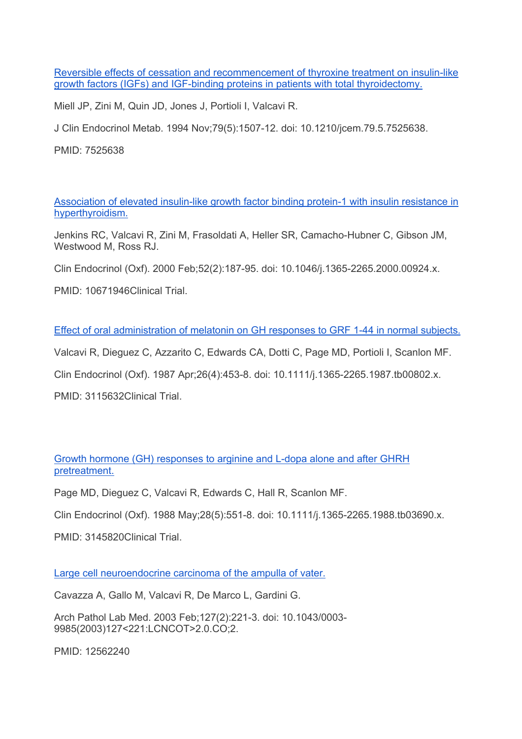[Reversible effects of cessation and recommencement of thyroxine treatment on insulin-like growth factors (IGFs) and IGF-binding proteins in patients with total thyroidectomy.]

Miell JP, Zini M, Quin JD, Jones J, Portioli I, Valcavi R.

J Clin Endocrinol Metab. 1994 Nov;79(5):1507-12. doi: 10.1210/jcem.79.5.7525638.

PMID: 7525638

[Association of elevated insulin-like growth factor binding protein-1 with insulin resistance in hyperthyroidism.]

Jenkins RC, Valcavi R, Zini M, Frasoldati A, Heller SR, Camacho-Hubner C, Gibson JM, Westwood M, Ross RJ.

Clin Endocrinol (Oxf). 2000 Feb;52(2):187-95. doi: 10.1046/j.1365-2265.2000.00924.x.

PMID: 10671946Clinical Trial.

[Effect of oral administration of melatonin on GH responses to GRF 1-44 in normal subjects.]

Valcavi R, Dieguez C, Azzarito C, Edwards CA, Dotti C, Page MD, Portioli I, Scanlon MF.

Clin Endocrinol (Oxf). 1987 Apr;26(4):453-8. doi: 10.1111/j.1365-2265.1987.tb00802.x.

PMID: 3115632Clinical Trial.

[Growth hormone (GH) responses to arginine and L-dopa alone and after GHRH pretreatment.]

Page MD, Dieguez C, Valcavi R, Edwards C, Hall R, Scanlon MF.

Clin Endocrinol (Oxf). 1988 May;28(5):551-8. doi: 10.1111/j.1365-2265.1988.tb03690.x.

PMID: 3145820Clinical Trial.

[Large cell neuroendocrine carcinoma of the ampulla of vater.]

Cavazza A, Gallo M, Valcavi R, De Marco L, Gardini G.

Arch Pathol Lab Med. 2003 Feb;127(2):221-3. doi: 10.1043/0003-9985(2003)127<221:LCNCOT>2.0.CO;2.

PMID: 12562240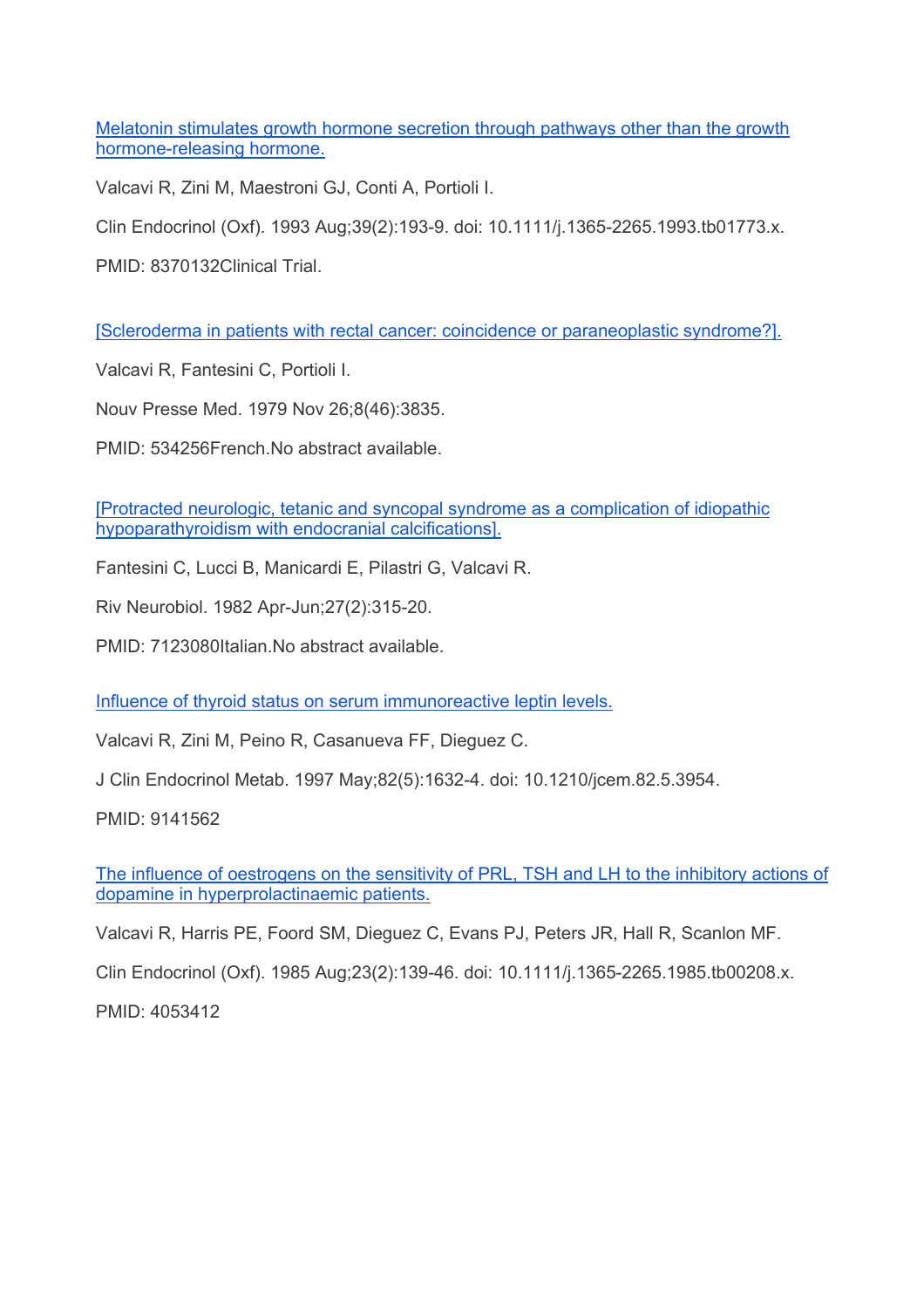[Melatonin stimulates growth hormone secretion through pathways other than the growth hormone-releasing hormone.]

Valcavi R, Zini M, Maestroni GJ, Conti A, Portioli I.

Clin Endocrinol (Oxf). 1993 Aug;39(2):193-9. doi: 10.1111/j.1365-2265.1993.tb01773.x.

PMID: 8370132Clinical Trial.

[Scleroderma in patients with rectal cancer: coincidence or paraneoplastic syndrome?].

Valcavi R, Fantesini C, Portioli I.

Nouv Presse Med. 1979 Nov 26;8(46):3835.

PMID: 534256French.No abstract available.

[Protracted neurologic, tetanic and syncopal syndrome as a complication of idiopathic hypoparathyroidism with endocranial calcifications].

Fantesini C, Lucci B, Manicardi E, Pilastri G, Valcavi R.

Riv Neurobiol. 1982 Apr-Jun;27(2):315-20.

PMID: 7123080Italian.No abstract available.

Influence of thyroid status on serum immunoreactive leptin levels.

Valcavi R, Zini M, Peino R, Casanueva FF, Dieguez C.

J Clin Endocrinol Metab. 1997 May;82(5):1632-4. doi: 10.1210/jcem.82.5.3954.

PMID: 9141562

The influence of oestrogens on the sensitivity of PRL, TSH and LH to the inhibitory actions of dopamine in hyperprolactinaemic patients.

Valcavi R, Harris PE, Foord SM, Dieguez C, Evans PJ, Peters JR, Hall R, Scanlon MF.

Clin Endocrinol (Oxf). 1985 Aug;23(2):139-46. doi: 10.1111/j.1365-2265.1985.tb00208.x.

PMID: 4053412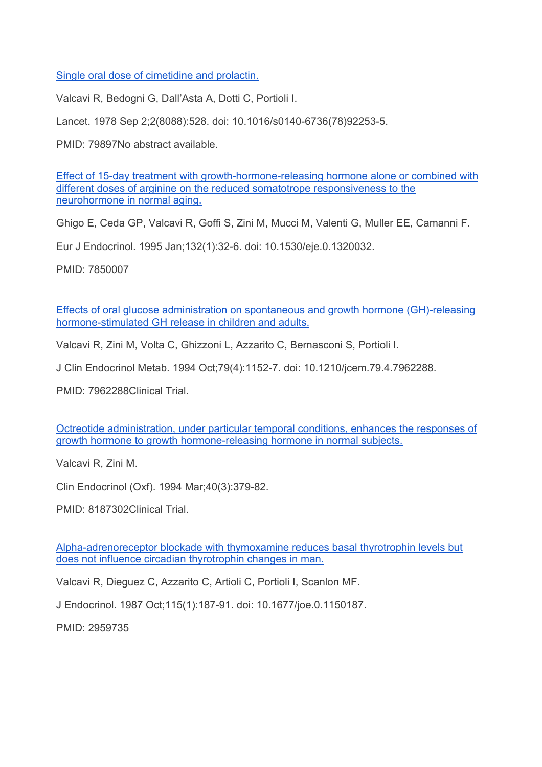[Single oral dose of cimetidine and prolactin.]

Valcavi R, Bedogni G, Dall'Asta A, Dotti C, Portioli I.

Lancet. 1978 Sep 2;2(8088):528. doi: 10.1016/s0140-6736(78)92253-5.

PMID: 79897No abstract available.

[Effect of 15-day treatment with growth-hormone-releasing hormone alone or combined with different doses of arginine on the reduced somatotrope responsiveness to the neurohormone in normal aging.]

Ghigo E, Ceda GP, Valcavi R, Goffi S, Zini M, Mucci M, Valenti G, Muller EE, Camanni F.

Eur J Endocrinol. 1995 Jan;132(1):32-6. doi: 10.1530/eje.0.1320032.

PMID: 7850007

[Effects of oral glucose administration on spontaneous and growth hormone (GH)-releasing hormone-stimulated GH release in children and adults.]

Valcavi R, Zini M, Volta C, Ghizzoni L, Azzarito C, Bernasconi S, Portioli I.

J Clin Endocrinol Metab. 1994 Oct;79(4):1152-7. doi: 10.1210/jcem.79.4.7962288.

PMID: 7962288Clinical Trial.

[Octreotide administration, under particular temporal conditions, enhances the responses of growth hormone to growth hormone-releasing hormone in normal subjects.]

Valcavi R, Zini M.

Clin Endocrinol (Oxf). 1994 Mar;40(3):379-82.

PMID: 8187302Clinical Trial.

[Alpha-adrenoreceptor blockade with thymoxamine reduces basal thyrotrophin levels but does not influence circadian thyrotrophin changes in man.]

Valcavi R, Dieguez C, Azzarito C, Artioli C, Portioli I, Scanlon MF.

J Endocrinol. 1987 Oct;115(1):187-91. doi: 10.1677/joe.0.1150187.

PMID: 2959735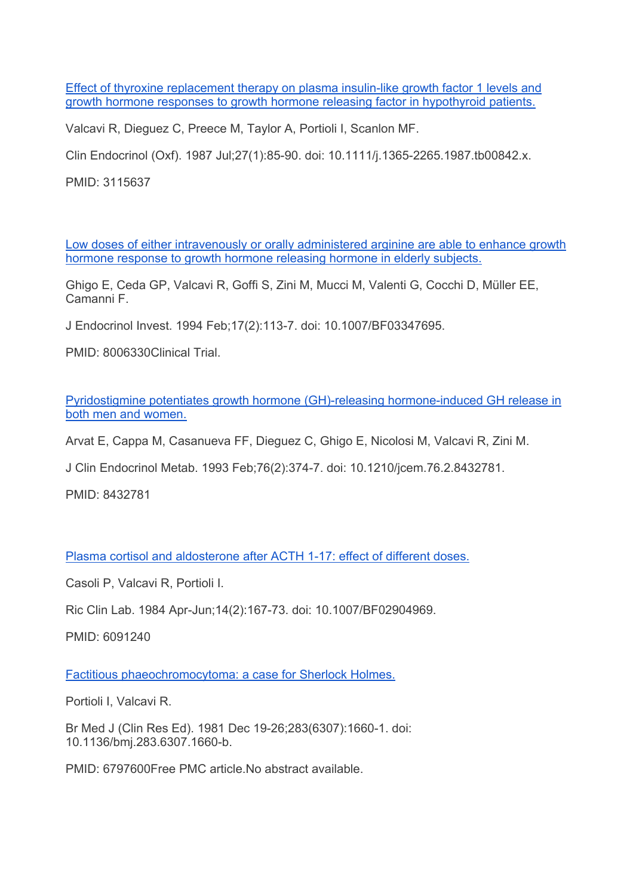[Effect of thyroxine replacement therapy on plasma insulin-like growth factor 1 levels and growth hormone responses to growth hormone releasing factor in hypothyroid patients.]

Valcavi R, Dieguez C, Preece M, Taylor A, Portioli I, Scanlon MF.

Clin Endocrinol (Oxf). 1987 Jul;27(1):85-90. doi: 10.1111/j.1365-2265.1987.tb00842.x.

PMID: 3115637

[Low doses of either intravenously or orally administered arginine are able to enhance growth hormone response to growth hormone releasing hormone in elderly subjects.]

Ghigo E, Ceda GP, Valcavi R, Goffi S, Zini M, Mucci M, Valenti G, Cocchi D, Müller EE, Camanni F.

J Endocrinol Invest. 1994 Feb;17(2):113-7. doi: 10.1007/BF03347695.

PMID: 8006330Clinical Trial.

[Pyridostigmine potentiates growth hormone (GH)-releasing hormone-induced GH release in both men and women.]

Arvat E, Cappa M, Casanueva FF, Dieguez C, Ghigo E, Nicolosi M, Valcavi R, Zini M.

J Clin Endocrinol Metab. 1993 Feb;76(2):374-7. doi: 10.1210/jcem.76.2.8432781.

PMID: 8432781

[Plasma cortisol and aldosterone after ACTH 1-17: effect of different doses.]

Casoli P, Valcavi R, Portioli I.

Ric Clin Lab. 1984 Apr-Jun;14(2):167-73. doi: 10.1007/BF02904969.

PMID: 6091240

[Factitious phaeochromocytoma: a case for Sherlock Holmes.]

Portioli I, Valcavi R.

Br Med J (Clin Res Ed). 1981 Dec 19-26;283(6307):1660-1. doi: 10.1136/bmj.283.6307.1660-b.

PMID: 6797600Free PMC article.No abstract available.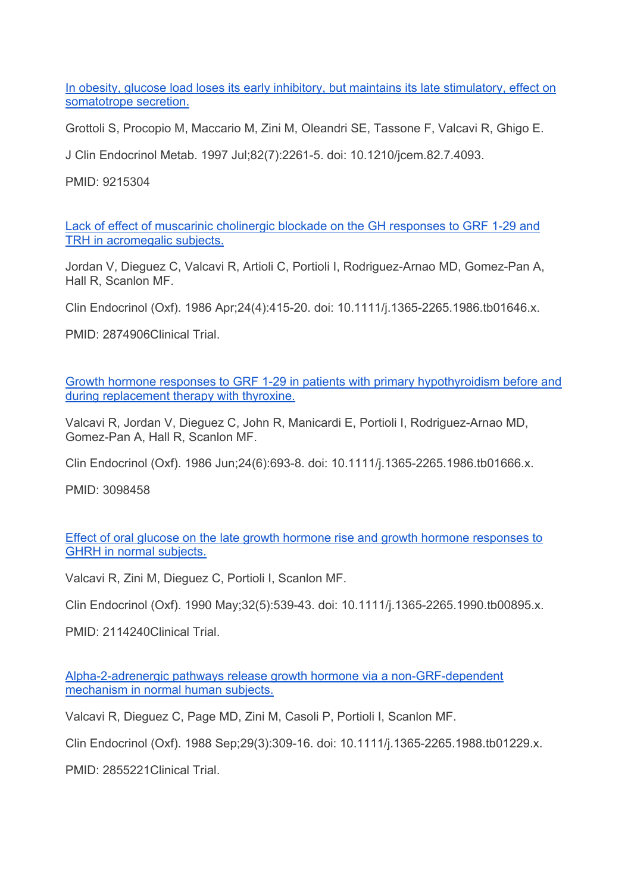[In obesity, glucose load loses its early inhibitory, but maintains its late stimulatory, effect on somatotrope secretion.]

Grottoli S, Procopio M, Maccario M, Zini M, Oleandri SE, Tassone F, Valcavi R, Ghigo E.

J Clin Endocrinol Metab. 1997 Jul;82(7):2261-5. doi: 10.1210/jcem.82.7.4093.

PMID: 9215304

[Lack of effect of muscarinic cholinergic blockade on the GH responses to GRF 1-29 and TRH in acromegalic subjects.]

Jordan V, Dieguez C, Valcavi R, Artioli C, Portioli I, Rodriguez-Arnao MD, Gomez-Pan A, Hall R, Scanlon MF.

Clin Endocrinol (Oxf). 1986 Apr;24(4):415-20. doi: 10.1111/j.1365-2265.1986.tb01646.x.

PMID: 2874906Clinical Trial.

[Growth hormone responses to GRF 1-29 in patients with primary hypothyroidism before and during replacement therapy with thyroxine.]

Valcavi R, Jordan V, Dieguez C, John R, Manicardi E, Portioli I, Rodriguez-Arnao MD, Gomez-Pan A, Hall R, Scanlon MF.

Clin Endocrinol (Oxf). 1986 Jun;24(6):693-8. doi: 10.1111/j.1365-2265.1986.tb01666.x.

PMID: 3098458

[Effect of oral glucose on the late growth hormone rise and growth hormone responses to GHRH in normal subjects.]

Valcavi R, Zini M, Dieguez C, Portioli I, Scanlon MF.

Clin Endocrinol (Oxf). 1990 May;32(5):539-43. doi: 10.1111/j.1365-2265.1990.tb00895.x.

PMID: 2114240Clinical Trial.

[Alpha-2-adrenergic pathways release growth hormone via a non-GRF-dependent mechanism in normal human subjects.]

Valcavi R, Dieguez C, Page MD, Zini M, Casoli P, Portioli I, Scanlon MF.

Clin Endocrinol (Oxf). 1988 Sep;29(3):309-16. doi: 10.1111/j.1365-2265.1988.tb01229.x.

PMID: 2855221Clinical Trial.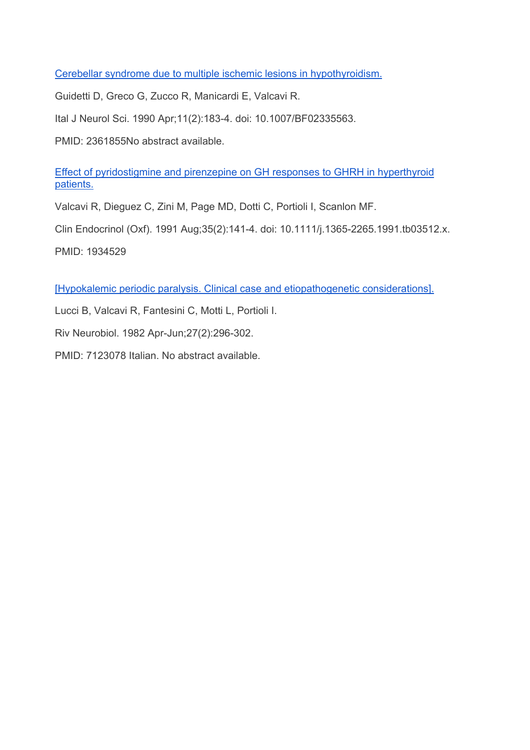[Cerebellar syndrome due to multiple ischemic lesions in hypothyroidism.]

Guidetti D, Greco G, Zucco R, Manicardi E, Valcavi R.

Ital J Neurol Sci. 1990 Apr;11(2):183-4. doi: 10.1007/BF02335563.

PMID: 2361855No abstract available.

[Effect of pyridostigmine and pirenzepine on GH responses to GHRH in hyperthyroid patients.]

Valcavi R, Dieguez C, Zini M, Page MD, Dotti C, Portioli I, Scanlon MF.

Clin Endocrinol (Oxf). 1991 Aug;35(2):141-4. doi: 10.1111/j.1365-2265.1991.tb03512.x.

PMID: 1934529

[Hypokalemic periodic paralysis. Clinical case and etiopathogenetic considerations].

Lucci B, Valcavi R, Fantesini C, Motti L, Portioli I.

Riv Neurobiol. 1982 Apr-Jun;27(2):296-302.

PMID: 7123078 Italian. No abstract available.